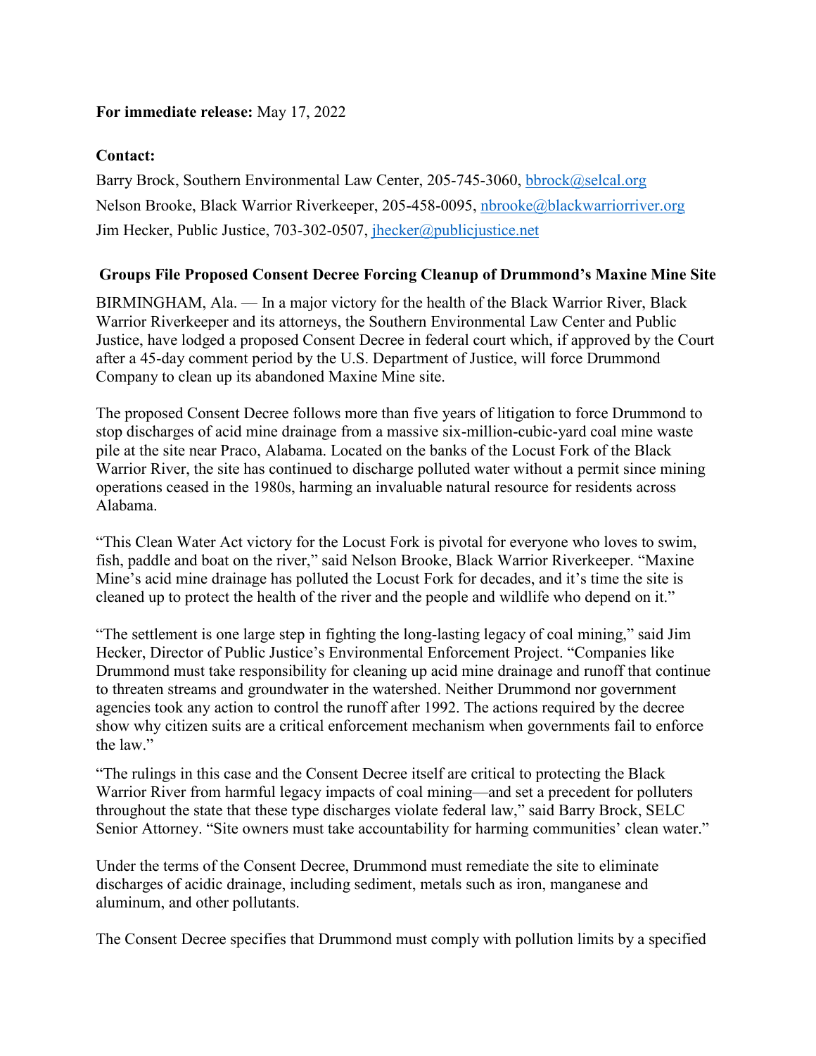**For immediate release:** May 17, 2022

**Contact:**

Barry Brock, Southern Environmental Law Center, 205-745-3060, bbrock@selcal.org

Nelson Brooke, Black Warrior Riverkeeper, 205-458-0095, nbrooke@blackwarriorriver.org

Jim Hecker, Public Justice, 703-302-0507, jhecker@publicjustice.net

## Groups File Proposed Consent Decree Forcing Cleanup of Drummond's Maxine Mine Site

BIRMINGHAM, Ala. — In a major victory for the health of the Black Warrior River, Black Warrior Riverkeeper and its attorneys, the Southern Environmental Law Center and Public Justice, have lodged a proposed Consent Decree in federal court which, if approved by the Court after a 45-day comment period by the U.S. Department of Justice, will force Drummond Company to clean up its abandoned Maxine Mine site.

The proposed Consent Decree follows more than five years of litigation to force Drummond to stop discharges of acid mine drainage from a massive six-million-cubic-yard coal mine waste pile at the site near Praco, Alabama. Located on the banks of the Locust Fork of the Black Warrior River, the site has continued to discharge polluted water without a permit since mining operations ceased in the 1980s, harming an invaluable natural resource for residents across Alabama.

"This Clean Water Act victory for the Locust Fork is pivotal for everyone who loves to swim, fish, paddle and boat on the river," said Nelson Brooke, Black Warrior Riverkeeper. "Maxine Mine's acid mine drainage has polluted the Locust Fork for decades, and it's time the site is cleaned up to protect the health of the river and the people and wildlife who depend on it."

"The settlement is one large step in fighting the long-lasting legacy of coal mining," said Jim Hecker, Director of Public Justice's Environmental Enforcement Project. "Companies like Drummond must take responsibility for cleaning up acid mine drainage and runoff that continue to threaten streams and groundwater in the watershed. Neither Drummond nor government agencies took any action to control the runoff after 1992. The actions required by the decree show why citizen suits are a critical enforcement mechanism when governments fail to enforce the law."

"The rulings in this case and the Consent Decree itself are critical to protecting the Black Warrior River from harmful legacy impacts of coal mining—and set a precedent for polluters throughout the state that these type discharges violate federal law," said Barry Brock, SELC Senior Attorney. "Site owners must take accountability for harming communities' clean water."

Under the terms of the Consent Decree, Drummond must remediate the site to eliminate discharges of acidic drainage, including sediment, metals such as iron, manganese and aluminum, and other pollutants.

The Consent Decree specifies that Drummond must comply with pollution limits by a specified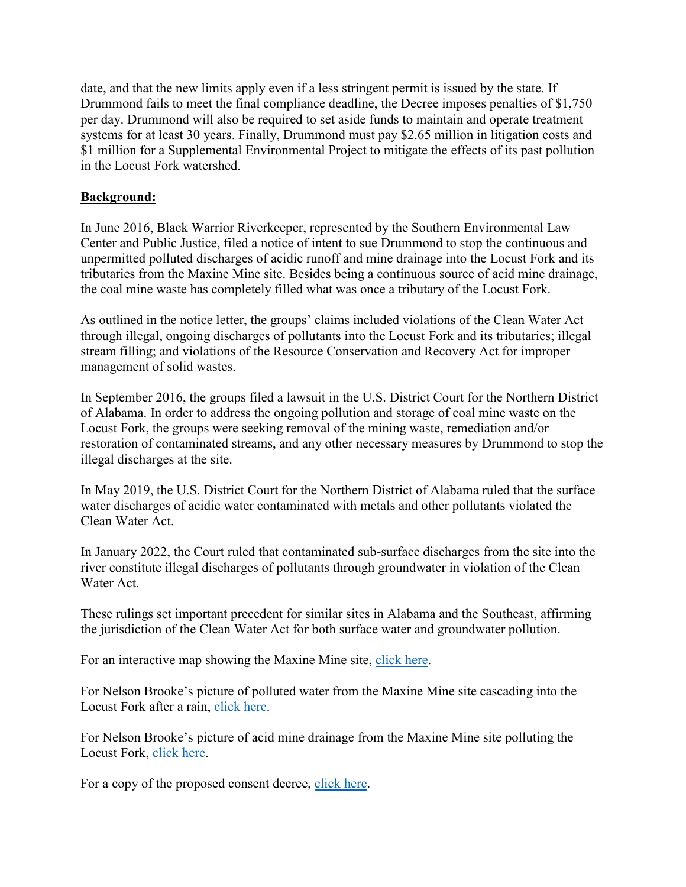date, and that the new limits apply even if a less stringent permit is issued by the state. If Drummond fails to meet the final compliance deadline, the Decree imposes penalties of $1,750 per day. Drummond will also be required to set aside funds to maintain and operate treatment systems for at least 30 years. Finally, Drummond must pay $2.65 million in litigation costs and $1 million for a Supplemental Environmental Project to mitigate the effects of its past pollution in the Locust Fork watershed.

**Background:**

In June 2016, Black Warrior Riverkeeper, represented by the Southern Environmental Law Center and Public Justice, filed a notice of intent to sue Drummond to stop the continuous and unpermitted polluted discharges of acidic runoff and mine drainage into the Locust Fork and its tributaries from the Maxine Mine site. Besides being a continuous source of acid mine drainage, the coal mine waste has completely filled what was once a tributary of the Locust Fork.

As outlined in the notice letter, the groups' claims included violations of the Clean Water Act through illegal, ongoing discharges of pollutants into the Locust Fork and its tributaries; illegal stream filling; and violations of the Resource Conservation and Recovery Act for improper management of solid wastes.

In September 2016, the groups filed a lawsuit in the U.S. District Court for the Northern District of Alabama. In order to address the ongoing pollution and storage of coal mine waste on the Locust Fork, the groups were seeking removal of the mining waste, remediation and/or restoration of contaminated streams, and any other necessary measures by Drummond to stop the illegal discharges at the site.

In May 2019, the U.S. District Court for the Northern District of Alabama ruled that the surface water discharges of acidic water contaminated with metals and other pollutants violated the Clean Water Act.

In January 2022, the Court ruled that contaminated sub-surface discharges from the site into the river constitute illegal discharges of pollutants through groundwater in violation of the Clean Water Act.

These rulings set important precedent for similar sites in Alabama and the Southeast, affirming the jurisdiction of the Clean Water Act for both surface water and groundwater pollution.

For an interactive map showing the Maxine Mine site, click here.

For Nelson Brooke's picture of polluted water from the Maxine Mine site cascading into the Locust Fork after a rain, click here.

For Nelson Brooke's picture of acid mine drainage from the Maxine Mine site polluting the Locust Fork, click here.

For a copy of the proposed consent decree, click here.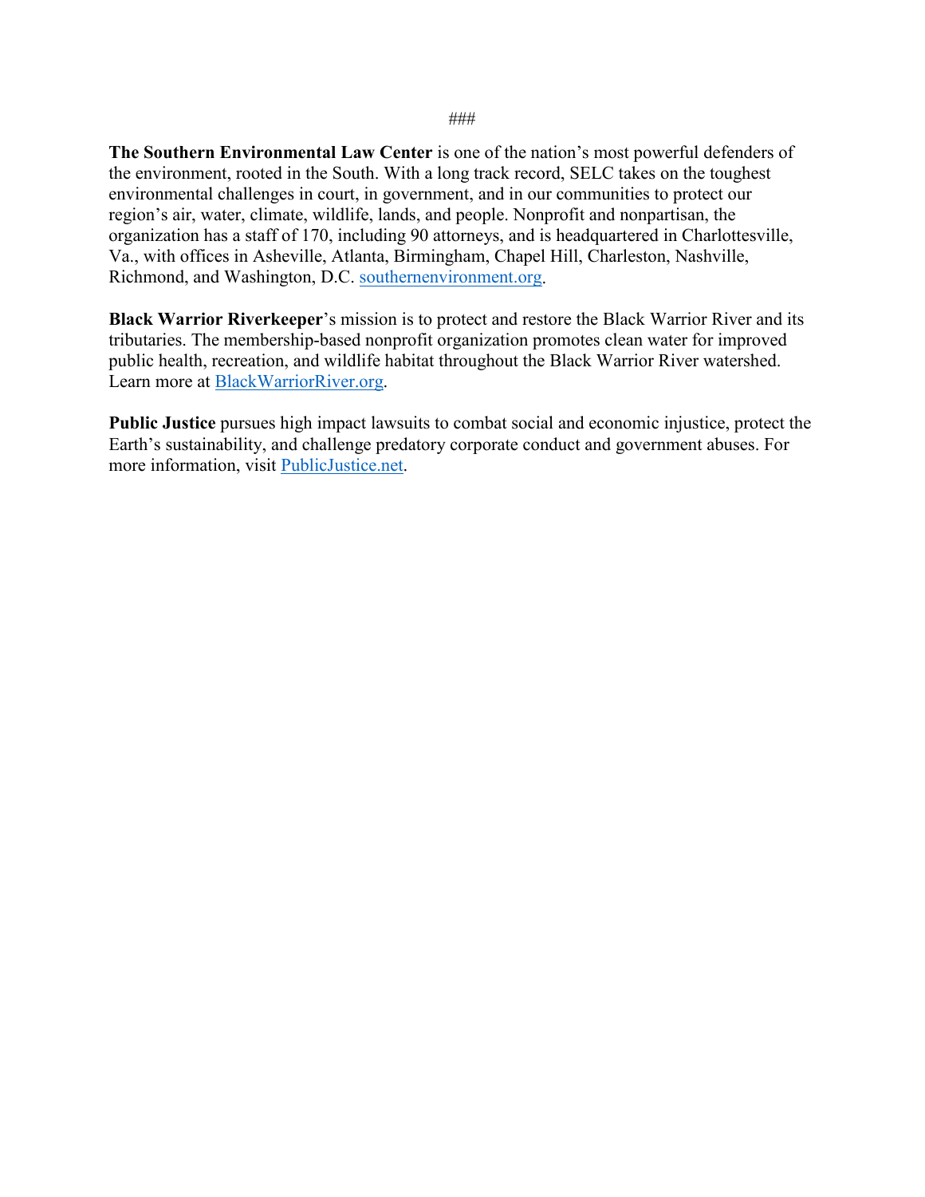###

**The Southern Environmental Law Center** is one of the nation's most powerful defenders of the environment, rooted in the South. With a long track record, SELC takes on the toughest environmental challenges in court, in government, and in our communities to protect our region's air, water, climate, wildlife, lands, and people. Nonprofit and nonpartisan, the organization has a staff of 170, including 90 attorneys, and is headquartered in Charlottesville, Va., with offices in Asheville, Atlanta, Birmingham, Chapel Hill, Charleston, Nashville, Richmond, and Washington, D.C. [southernenvironment.org](https://southernenvironment.org).

**Black Warrior Riverkeeper**'s mission is to protect and restore the Black Warrior River and its tributaries. The membership-based nonprofit organization promotes clean water for improved public health, recreation, and wildlife habitat throughout the Black Warrior River watershed. Learn more at [BlackWarriorRiver.org](https://BlackWarriorRiver.org).

**Public Justice** pursues high impact lawsuits to combat social and economic injustice, protect the Earth's sustainability, and challenge predatory corporate conduct and government abuses. For more information, visit [PublicJustice.net](https://PublicJustice.net).